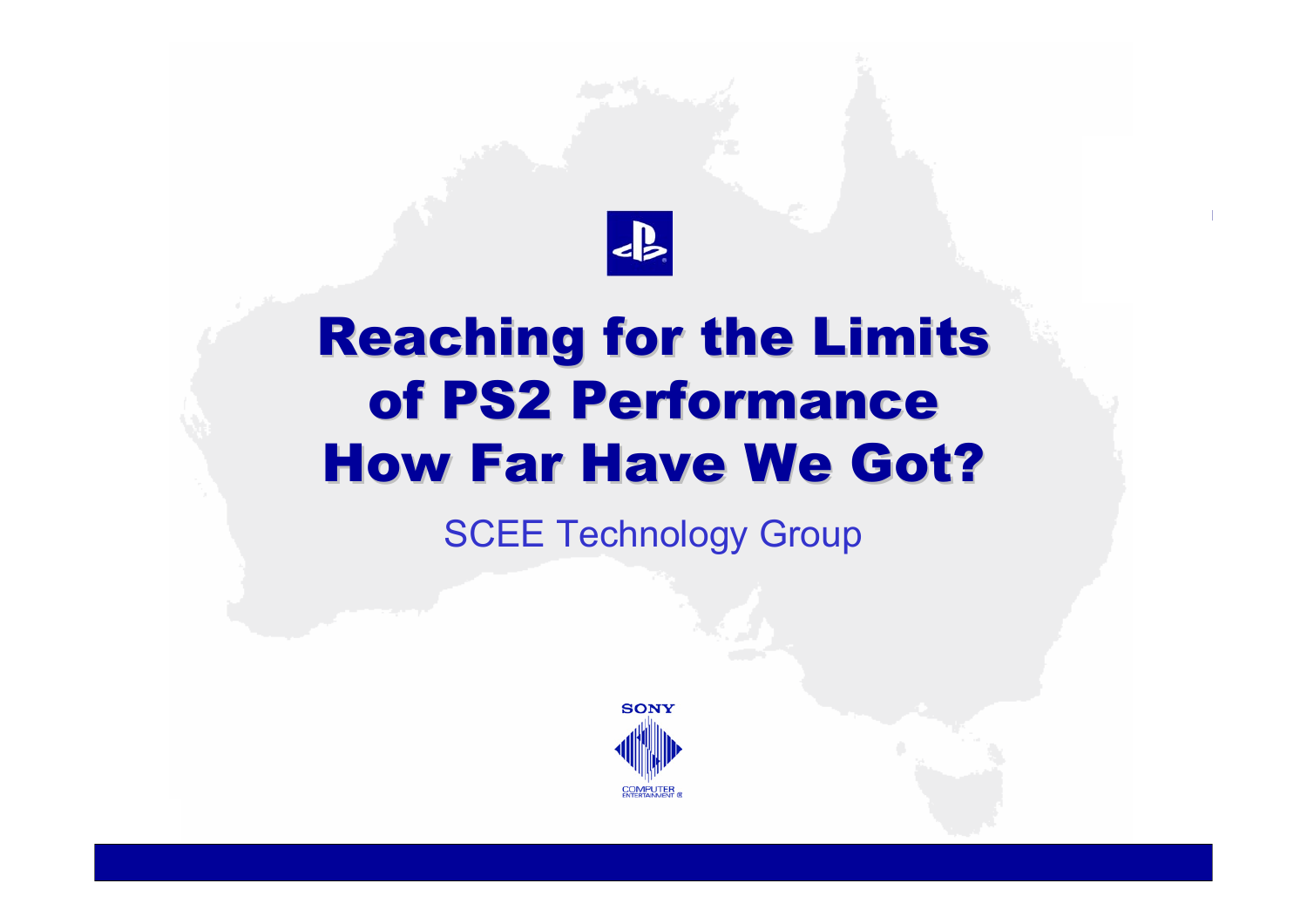# Reaching for the Limits of PS2 Performance How Far Have We Got?

SCEE Technology Group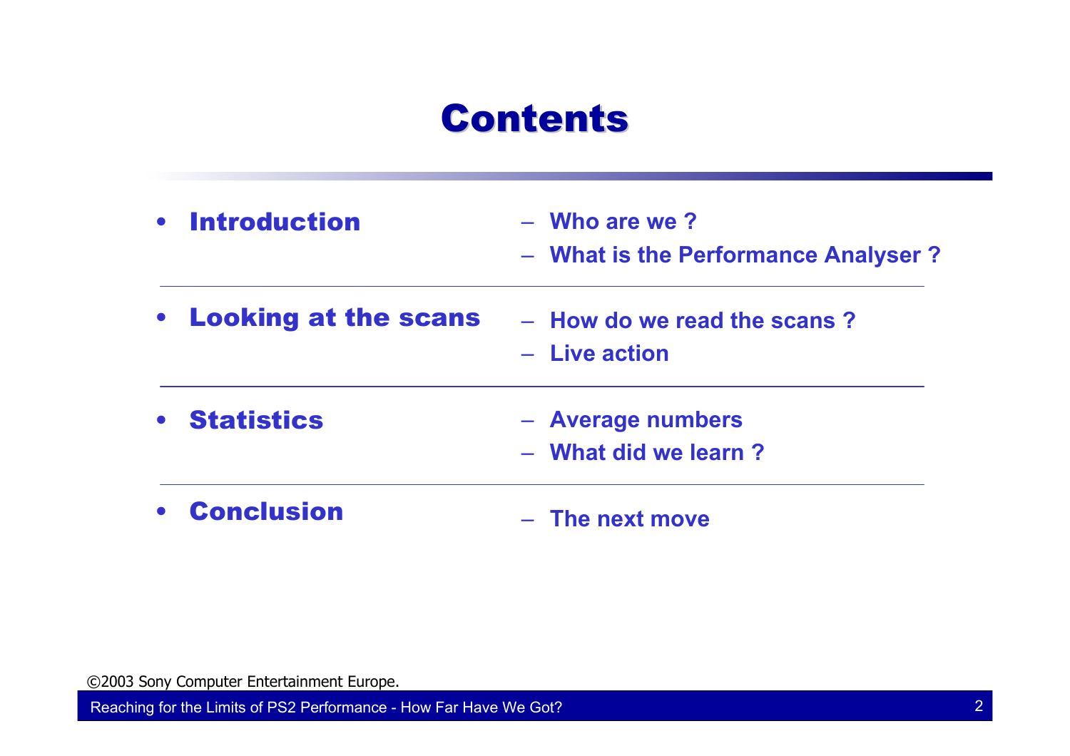# Contents

- **Introduction**
  - Who are we ?
  - What is the Performance Analyser ?
- **Looking at the scans**
  - How do we read the scans ?
  - Live action
- **Statistics**
  - Average numbers
  - What did we learn ?
- **Conclusion**
  - The next move

©2003 Sony Computer Entertainment Europe.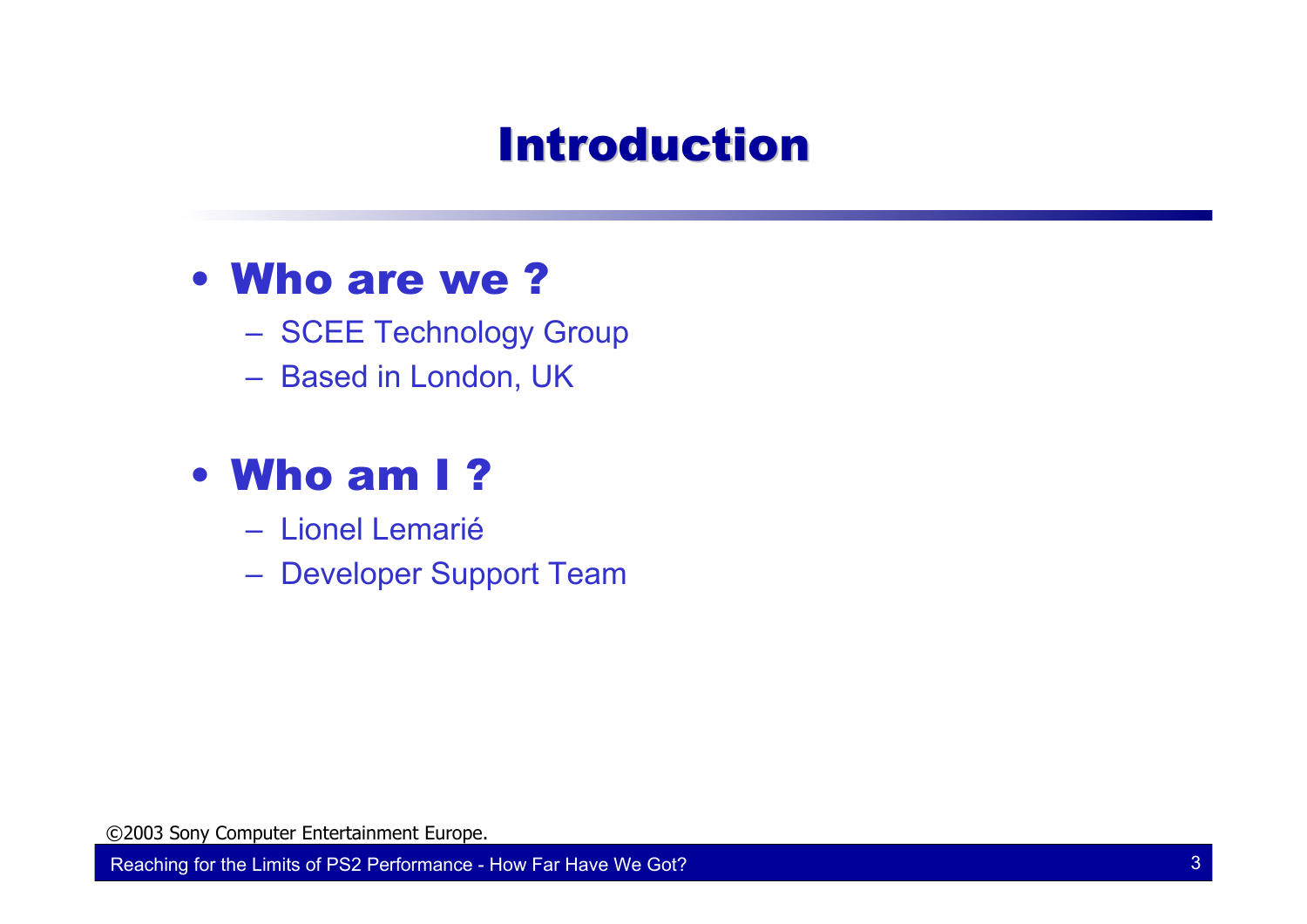# Introduction

- **Who are we ?**
  - SCEE Technology Group
  - Based in London, UK

- **Who am I ?**
  - Lionel Lemarié
  - Developer Support Team

©2003 Sony Computer Entertainment Europe.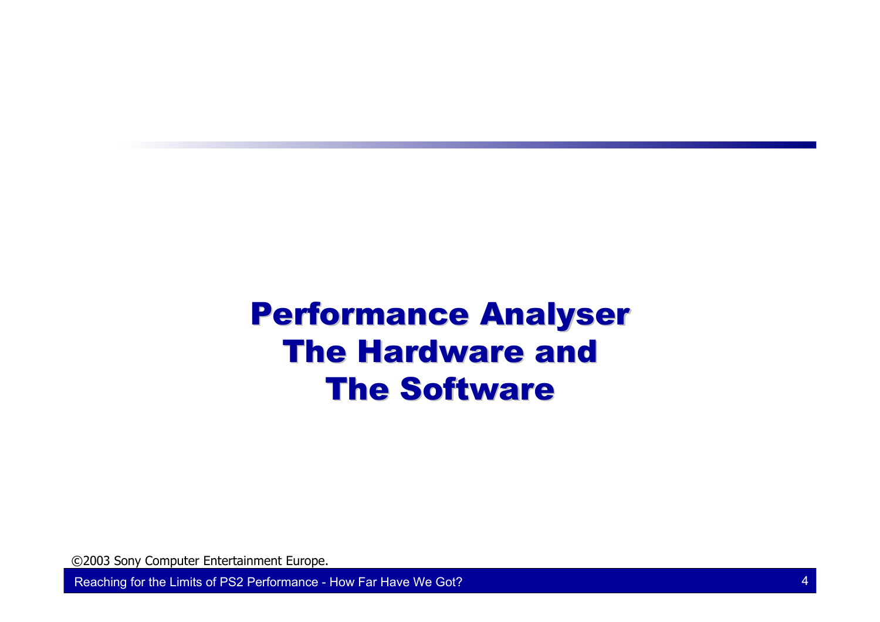# Performance Analyser The Hardware and The Software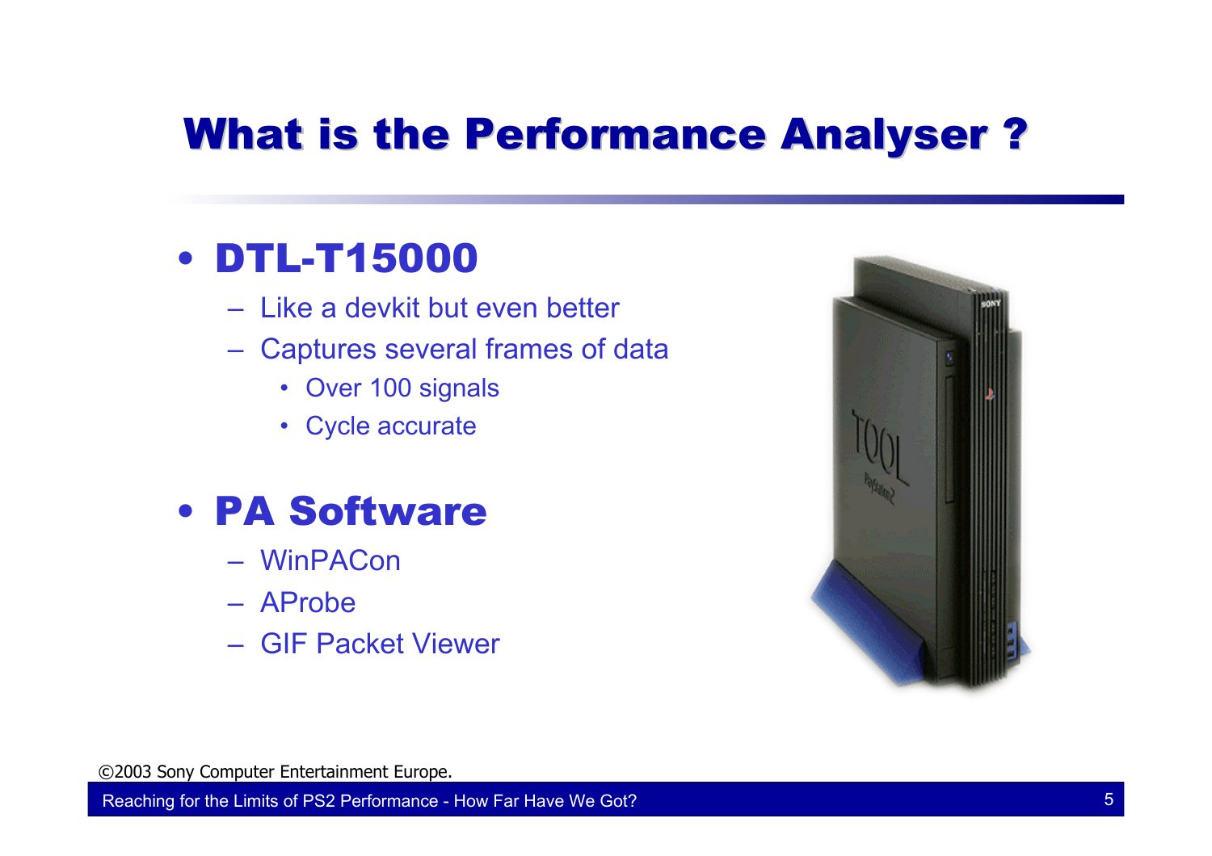# What is the Performance Analyser ?

- **DTL-T15000**
  - Like a devkit but even better
  - Captures several frames of data
    - Over 100 signals
    - Cycle accurate

- **PA Software**
  - WinPACon
  - AProbe
  - GIF Packet Viewer

©2003 Sony Computer Entertainment Europe.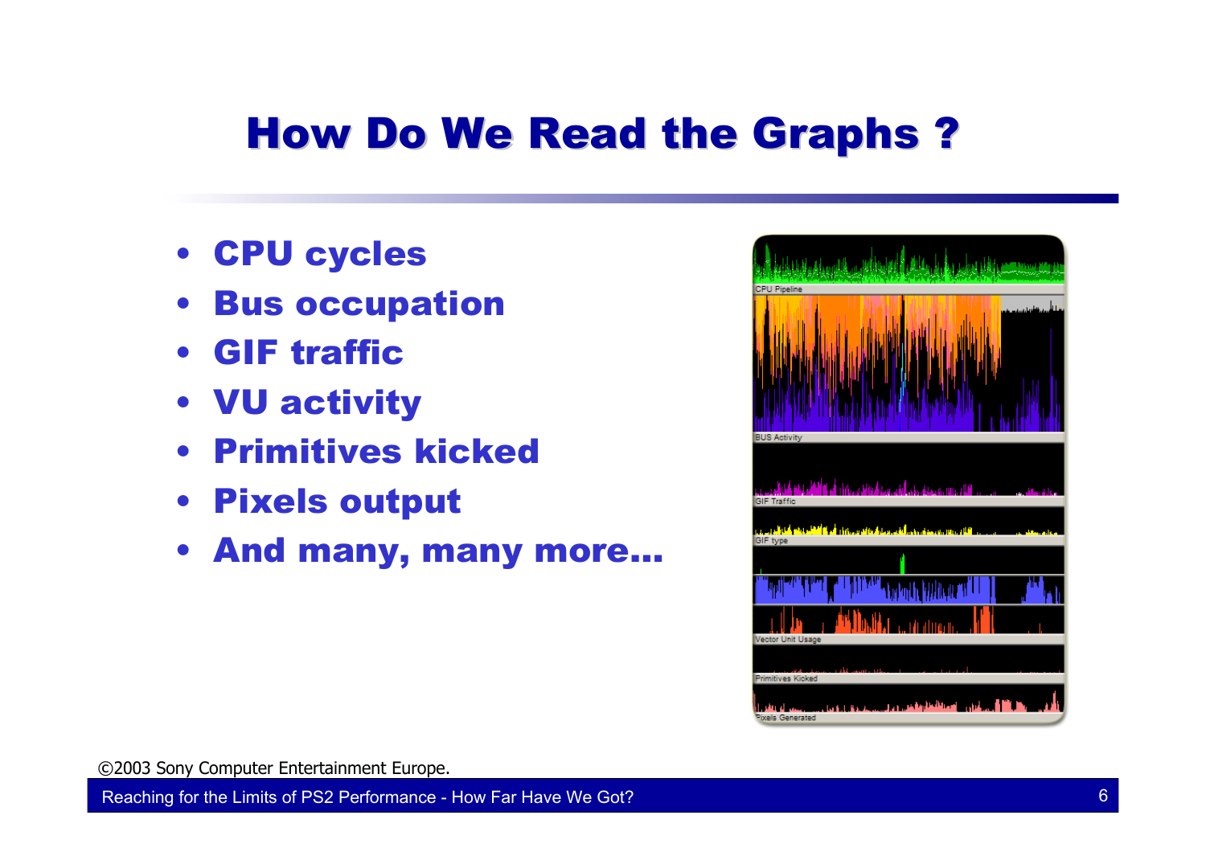# How Do We Read the Graphs ?

- **CPU cycles**
- **Bus occupation**
- **GIF traffic**
- **VU activity**
- **Primitives kicked**
- **Pixels output**
- **And many, many more…**

©2003 Sony Computer Entertainment Europe.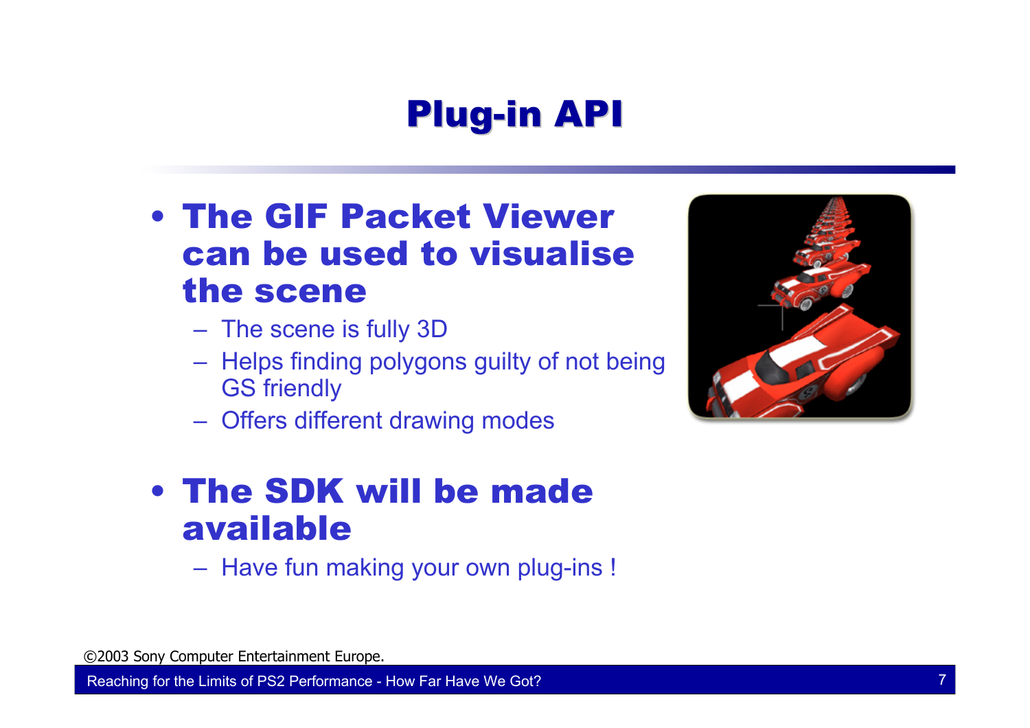# Plug-in API

- **The GIF Packet Viewer can be used to visualise the scene**
  - The scene is fully 3D
  - Helps finding polygons guilty of not being GS friendly
  - Offers different drawing modes

- **The SDK will be made available**
  - Have fun making your own plug-ins !

©2003 Sony Computer Entertainment Europe.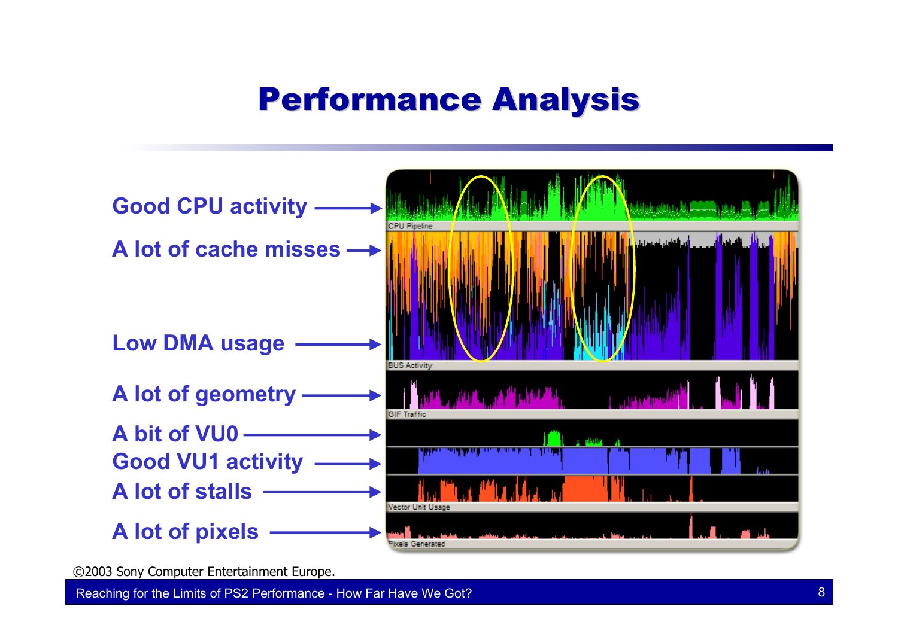# Performance Analysis

- Good CPU activity
- A lot of cache misses
- Low DMA usage
- A lot of geometry
- A bit of VU0
- Good VU1 activity
- A lot of stalls
- A lot of pixels

©2003 Sony Computer Entertainment Europe.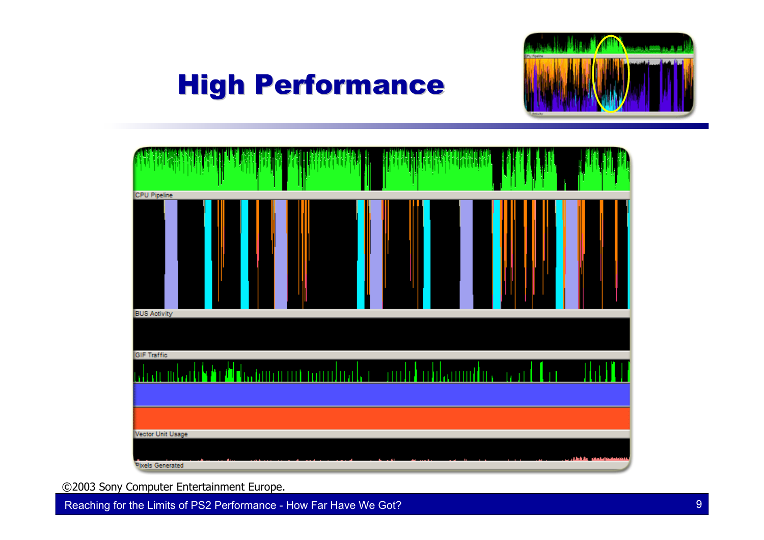# High Performance

CPU Pipeline

BUS Activity

GIF Traffic

Vector Unit Usage

Pixels Generated

©2003 Sony Computer Entertainment Europe.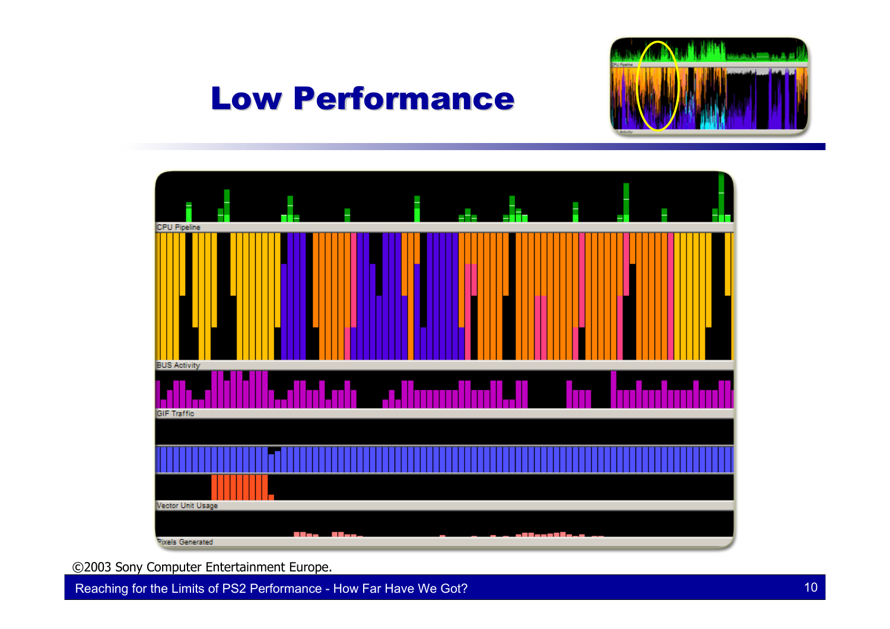# Low Performance

CPU Pipeline

BUS Activity

GIF Traffic

Vector Unit Usage

Pixels Generated

©2003 Sony Computer Entertainment Europe.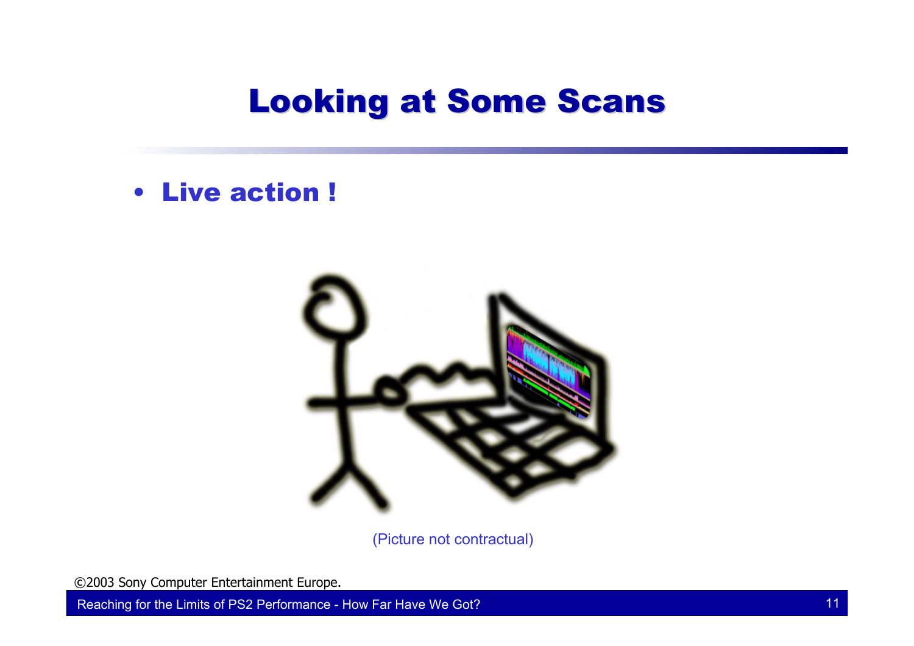# Looking at Some Scans

- **Live action !**

(Picture not contractual)

©2003 Sony Computer Entertainment Europe.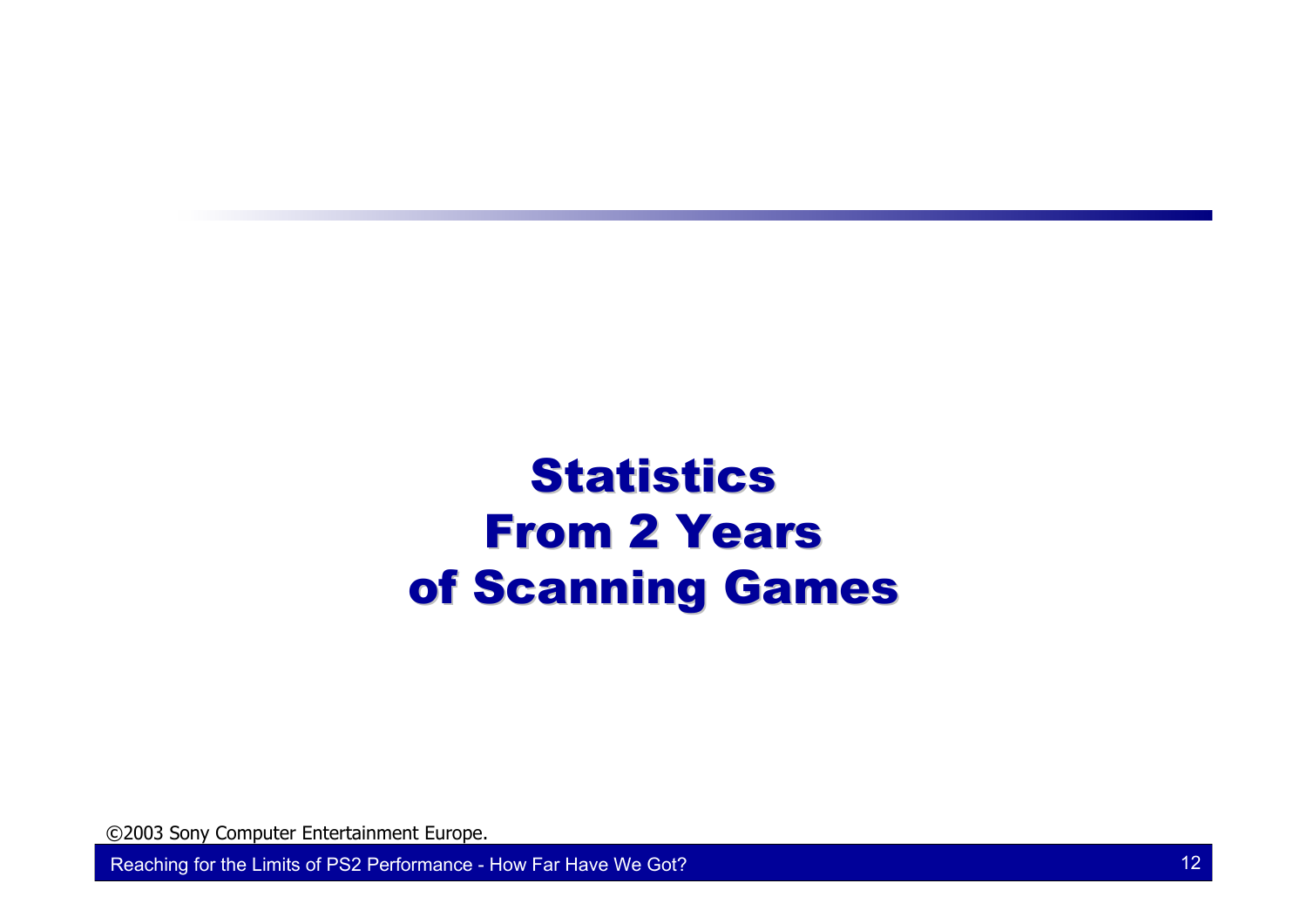# Statistics From 2 Years of Scanning Games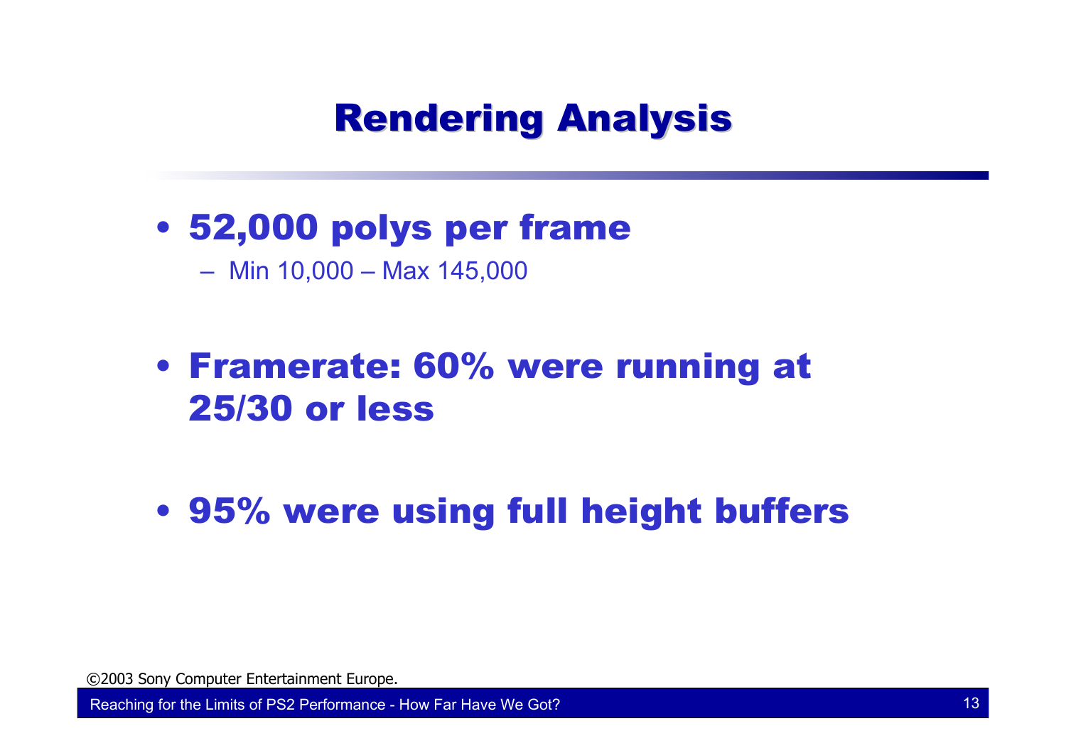# Rendering Analysis

- 52,000 polys per frame
  - Min 10,000 – Max 145,000

- Framerate: 60% were running at 25/30 or less

- 95% were using full height buffers

©2003 Sony Computer Entertainment Europe.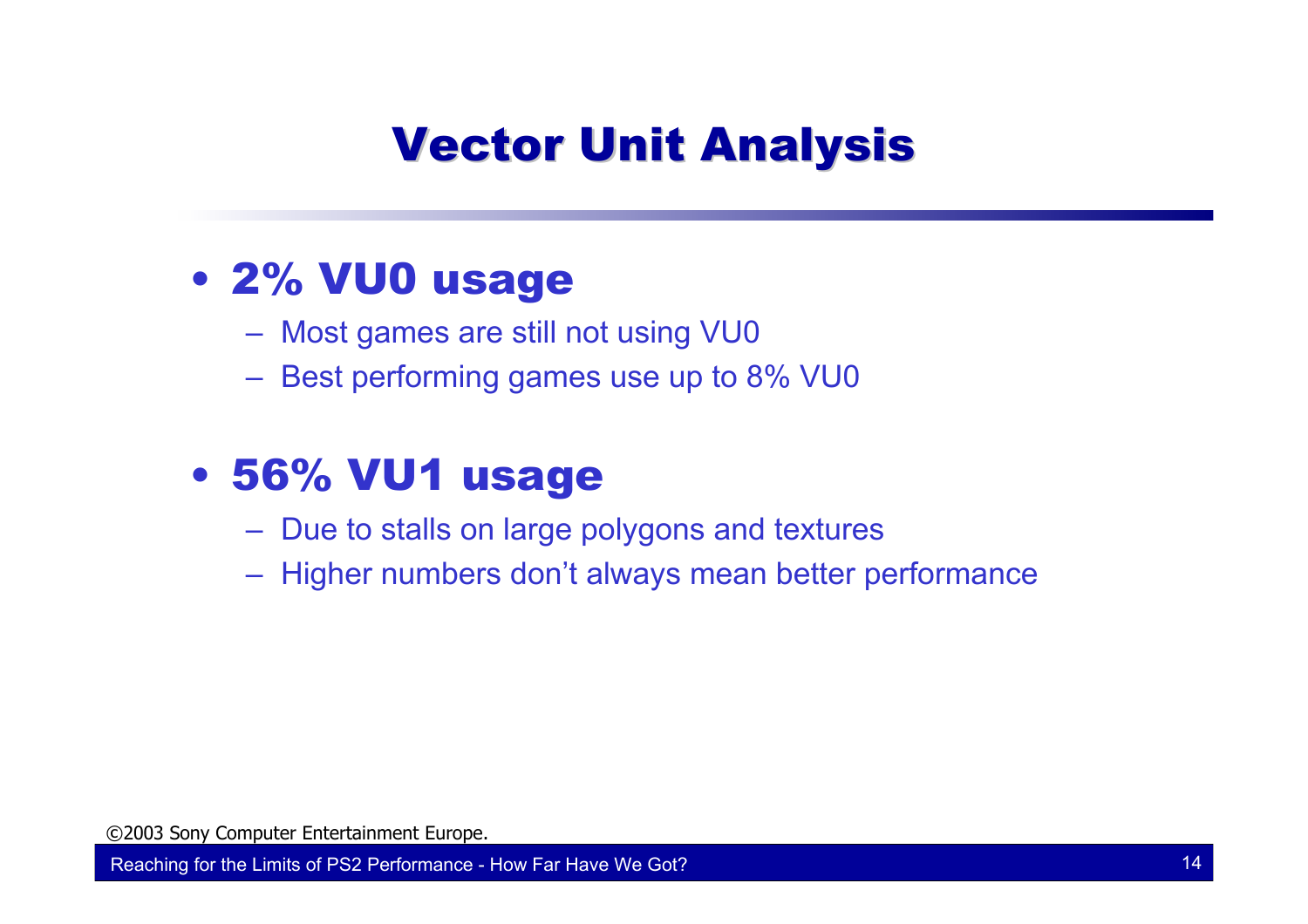# Vector Unit Analysis

- **2% VU0 usage**
  - Most games are still not using VU0
  - Best performing games use up to 8% VU0
- **56% VU1 usage**
  - Due to stalls on large polygons and textures
  - Higher numbers don't always mean better performance

©2003 Sony Computer Entertainment Europe.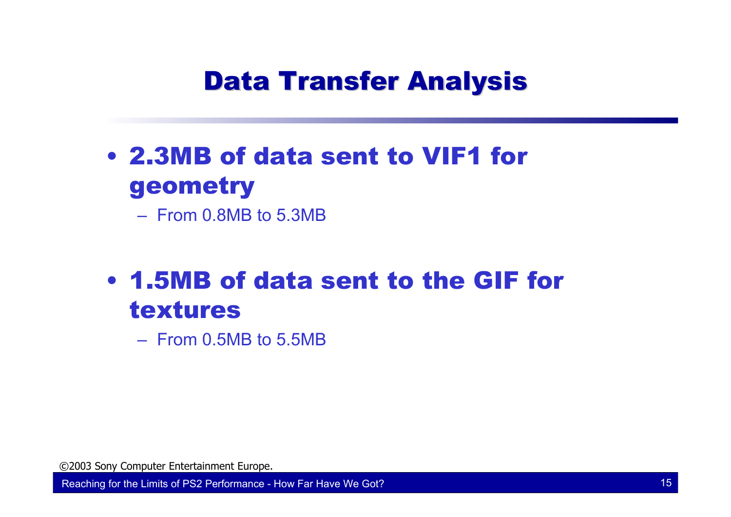# Data Transfer Analysis

- **2.3MB of data sent to VIF1 for geometry**
  - From 0.8MB to 5.3MB

- **1.5MB of data sent to the GIF for textures**
  - From 0.5MB to 5.5MB

©2003 Sony Computer Entertainment Europe.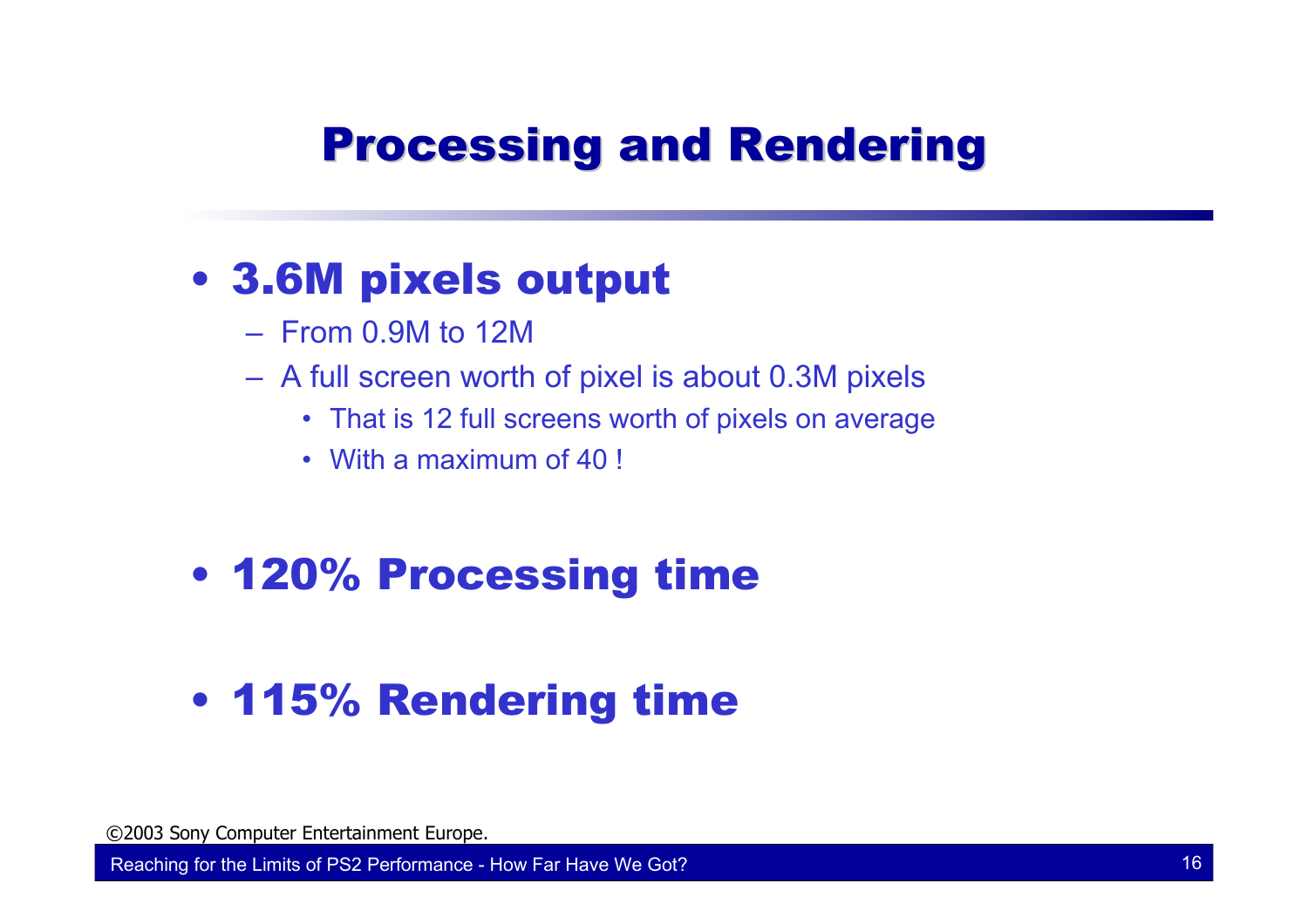# Processing and Rendering

- **3.6M pixels output**
  - From 0.9M to 12M
  - A full screen worth of pixel is about 0.3M pixels
    - That is 12 full screens worth of pixels on average
    - With a maximum of 40 !

- **120% Processing time**

- **115% Rendering time**

©2003 Sony Computer Entertainment Europe.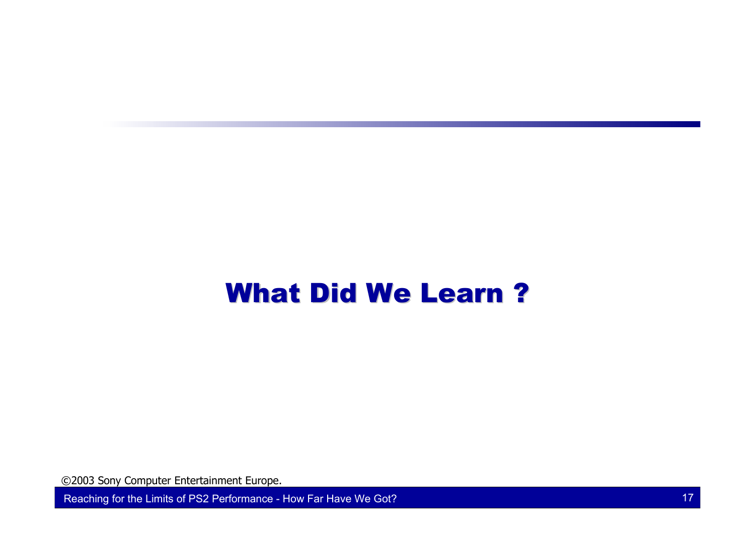# What Did We Learn ?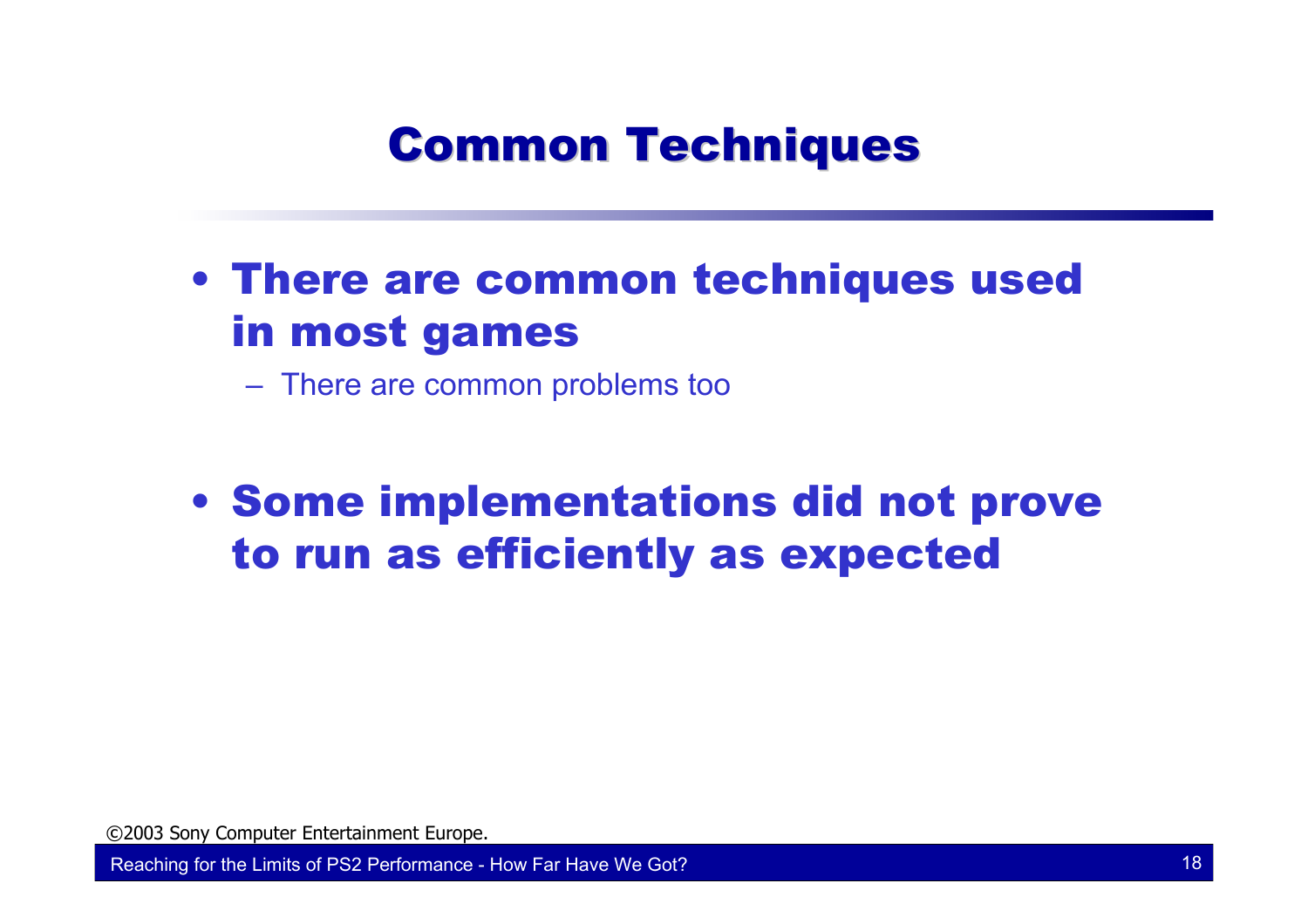# Common Techniques

- **There are common techniques used in most games**
  - There are common problems too

- **Some implementations did not prove to run as efficiently as expected**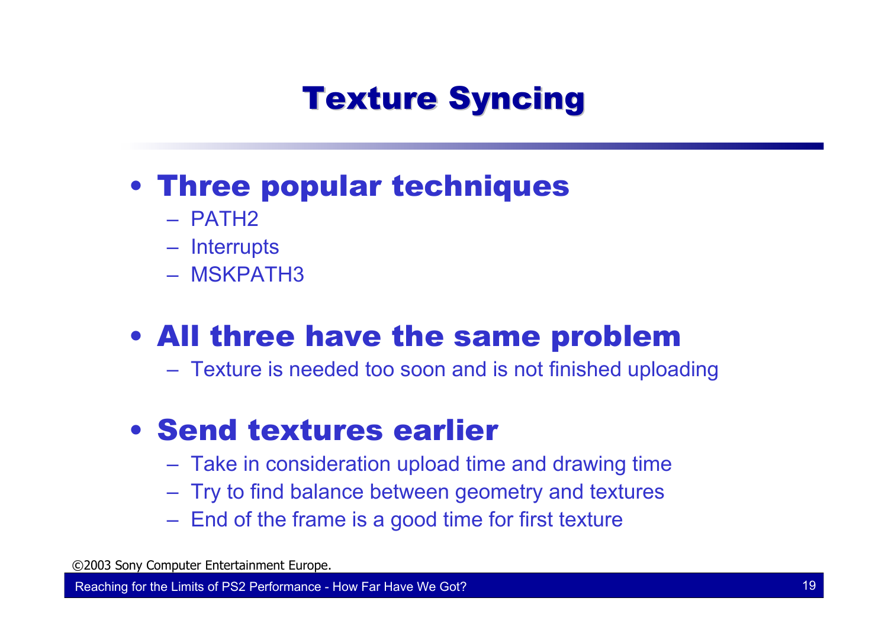# Texture Syncing

- **Three popular techniques**
  - PATH2
  - Interrupts
  - MSKPATH3
- **All three have the same problem**
  - Texture is needed too soon and is not finished uploading
- **Send textures earlier**
  - Take in consideration upload time and drawing time
  - Try to find balance between geometry and textures
  - End of the frame is a good time for first texture

©2003 Sony Computer Entertainment Europe.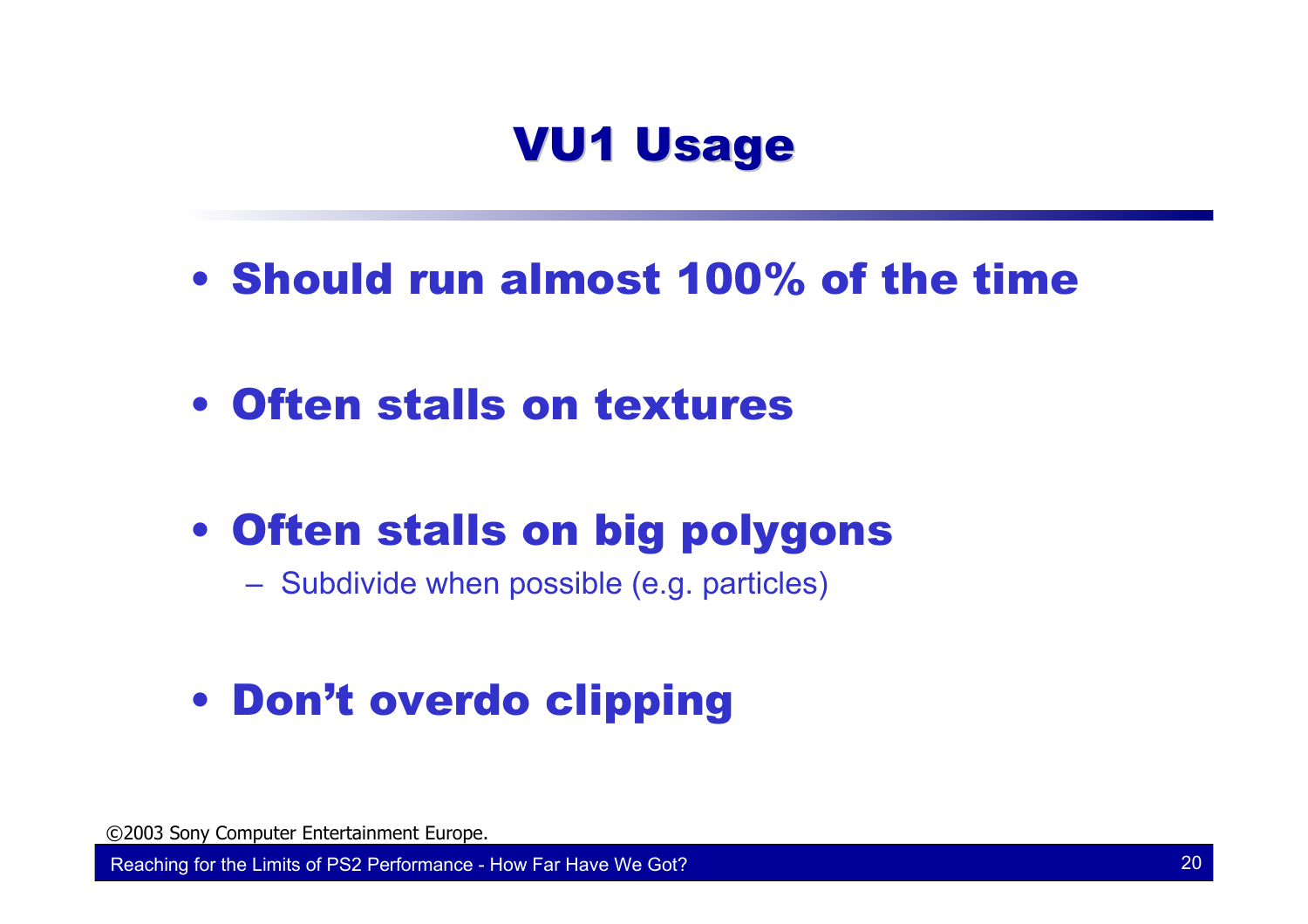# VU1 Usage

- **Should run almost 100% of the time**
- **Often stalls on textures**
- **Often stalls on big polygons**
  - Subdivide when possible (e.g. particles)
- **Don’t overdo clipping**

©2003 Sony Computer Entertainment Europe.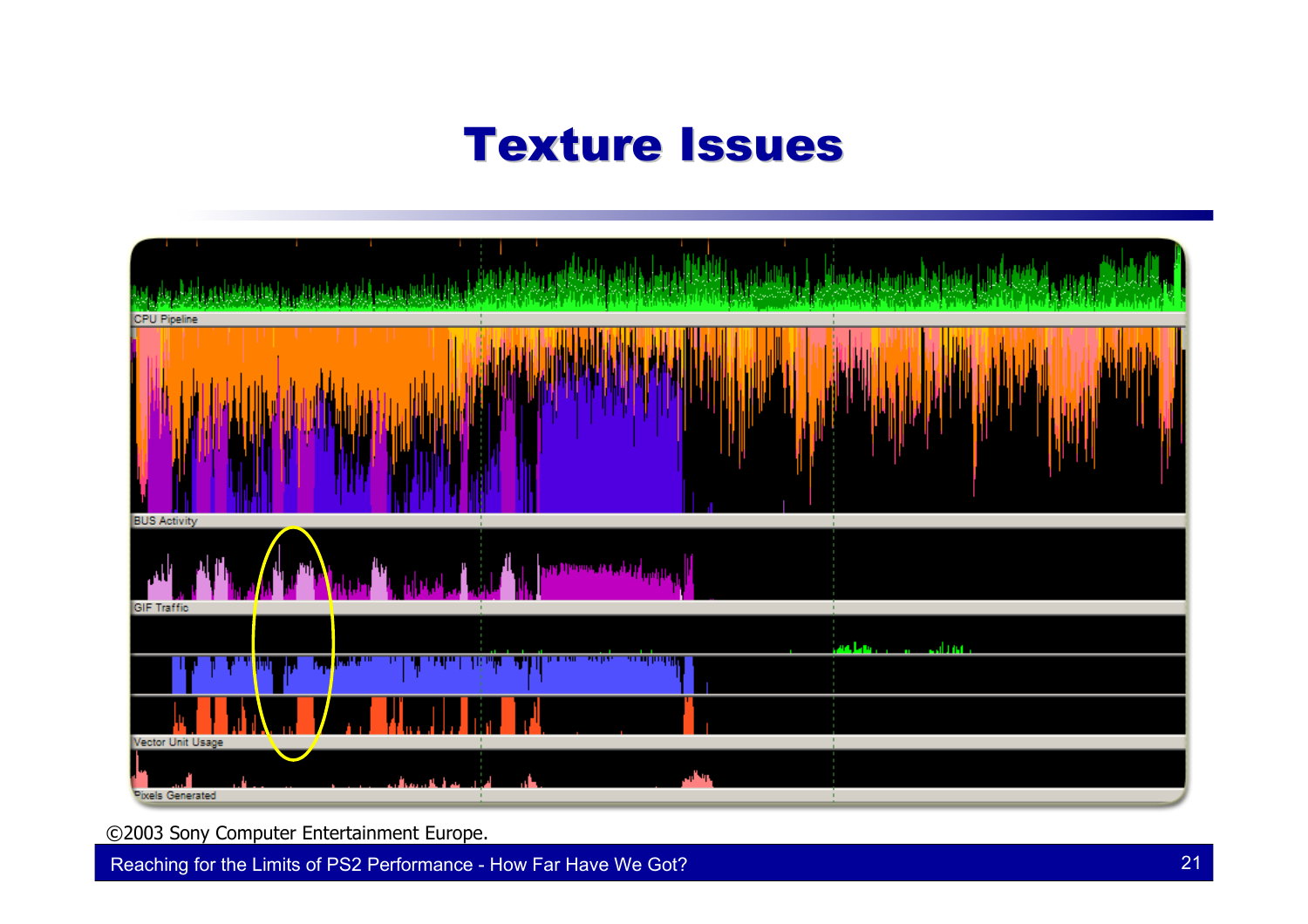# Texture Issues

CPU Pipeline

BUS Activity

GIF Traffic

Vector Unit Usage

Pixels Generated

©2003 Sony Computer Entertainment Europe.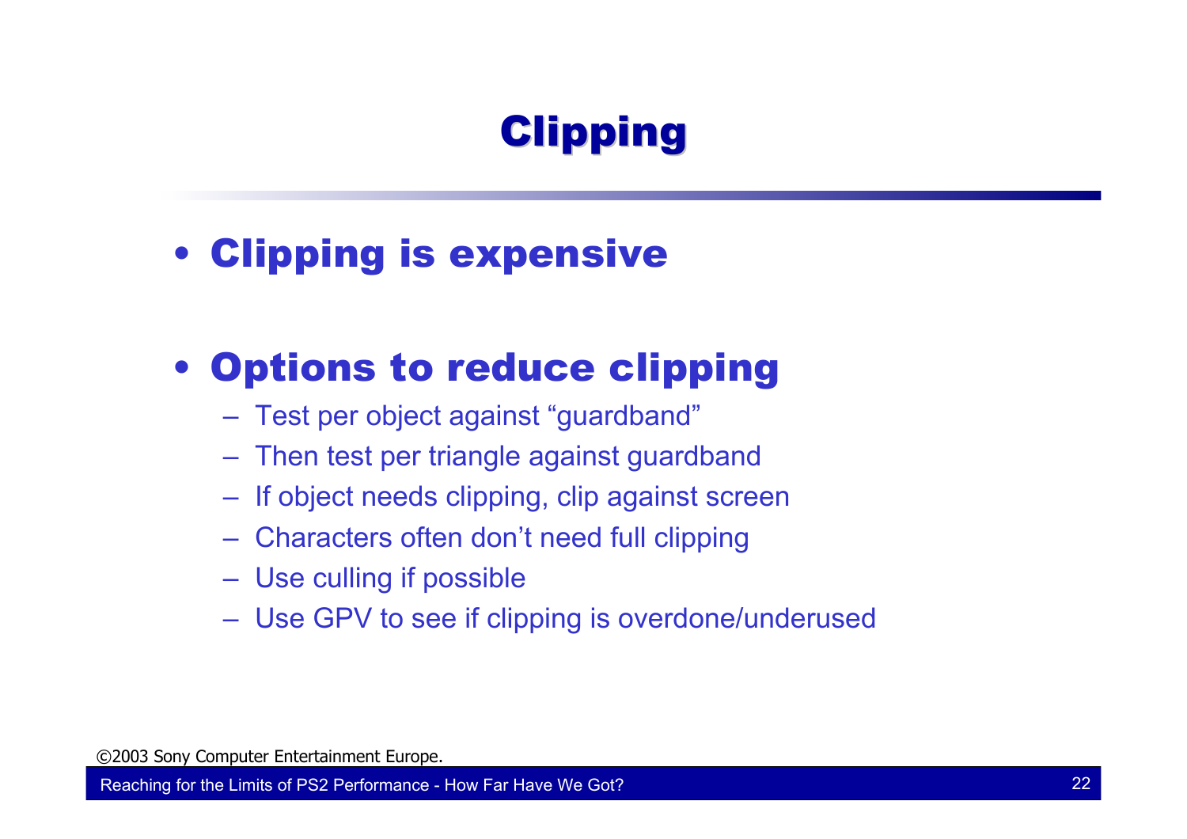# Clipping

- **Clipping is expensive**

- **Options to reduce clipping**
  - Test per object against “guardband”
  - Then test per triangle against guardband
  - If object needs clipping, clip against screen
  - Characters often don’t need full clipping
  - Use culling if possible
  - Use GPV to see if clipping is overdone/underused

©2003 Sony Computer Entertainment Europe.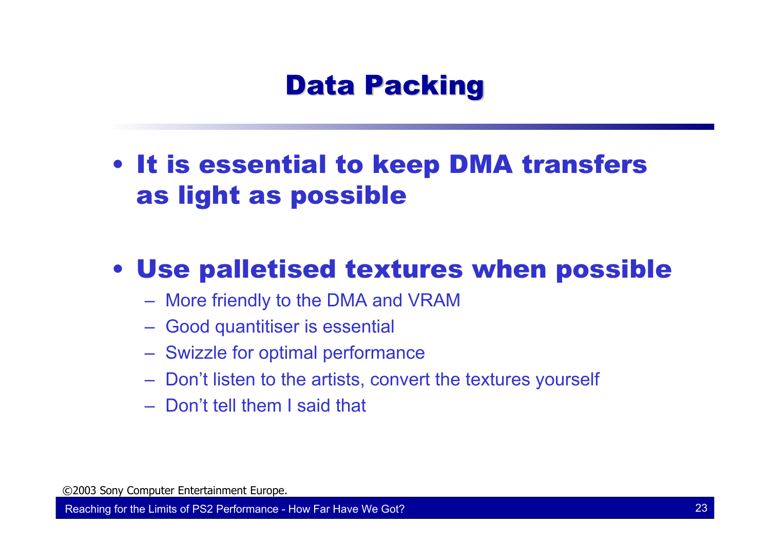# Data Packing

- **It is essential to keep DMA transfers as light as possible**

- **Use palletised textures when possible**
  - More friendly to the DMA and VRAM
  - Good quantitiser is essential
  - Swizzle for optimal performance
  - Don't listen to the artists, convert the textures yourself
  - Don't tell them I said that

©2003 Sony Computer Entertainment Europe.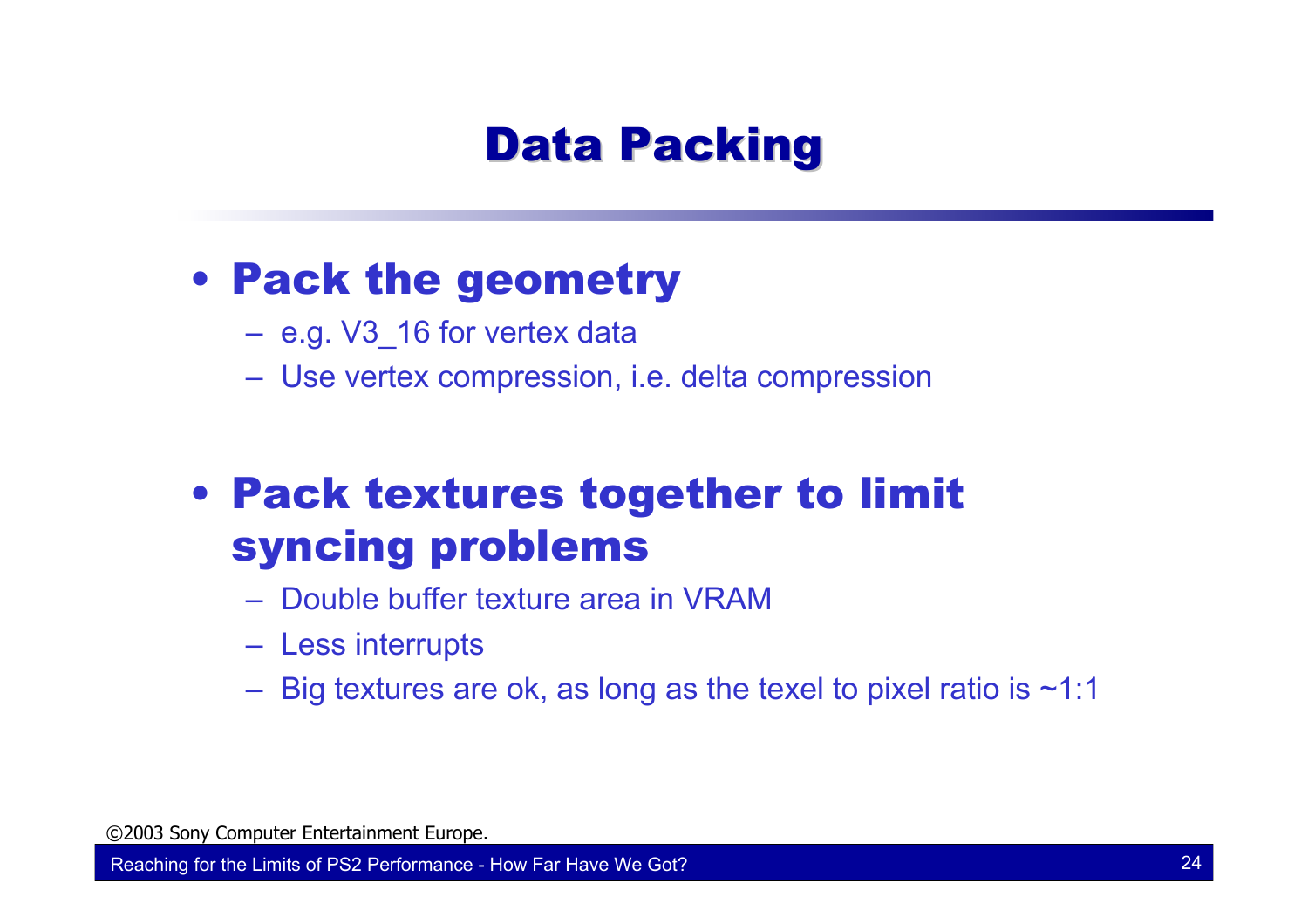# Data Packing

- **Pack the geometry**
  - e.g. V3_16 for vertex data
  - Use vertex compression, i.e. delta compression

- **Pack textures together to limit syncing problems**
  - Double buffer texture area in VRAM
  - Less interrupts
  - Big textures are ok, as long as the texel to pixel ratio is ~1:1

©2003 Sony Computer Entertainment Europe.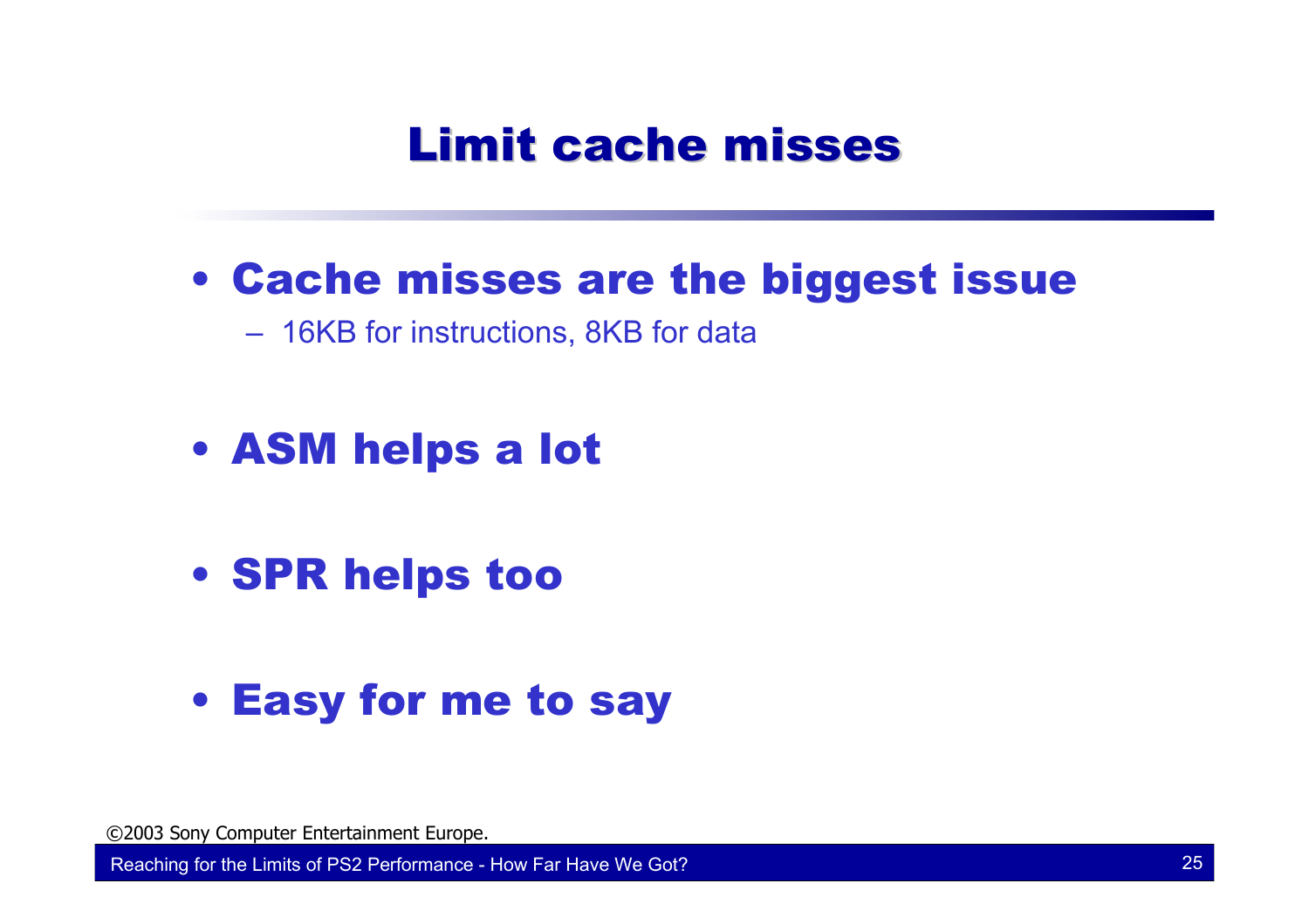# Limit cache misses

- **Cache misses are the biggest issue**
  - 16KB for instructions, 8KB for data
- **ASM helps a lot**
- **SPR helps too**
- **Easy for me to say**

©2003 Sony Computer Entertainment Europe.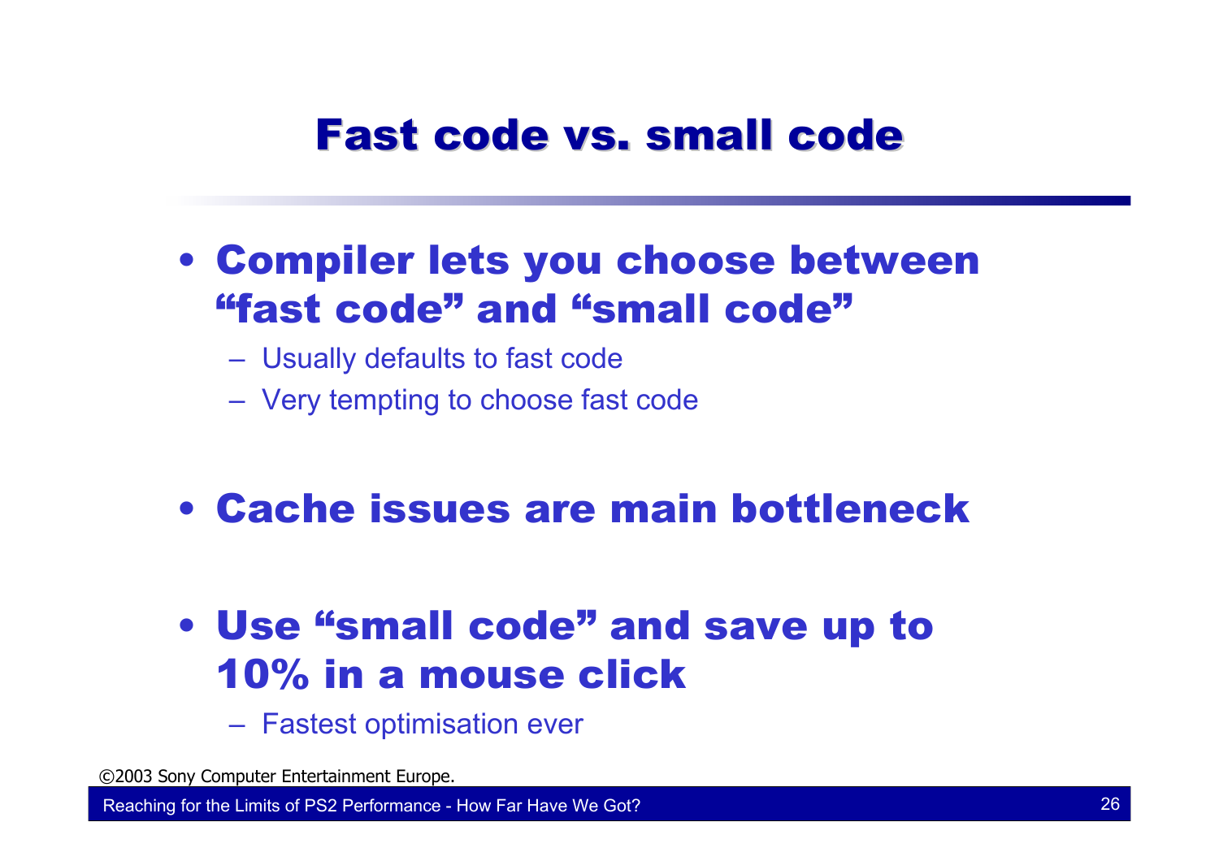# Fast code vs. small code

- **Compiler lets you choose between "fast code" and "small code"**
  - Usually defaults to fast code
  - Very tempting to choose fast code
- **Cache issues are main bottleneck**
- **Use "small code" and save up to 10% in a mouse click**
  - Fastest optimisation ever

©2003 Sony Computer Entertainment Europe.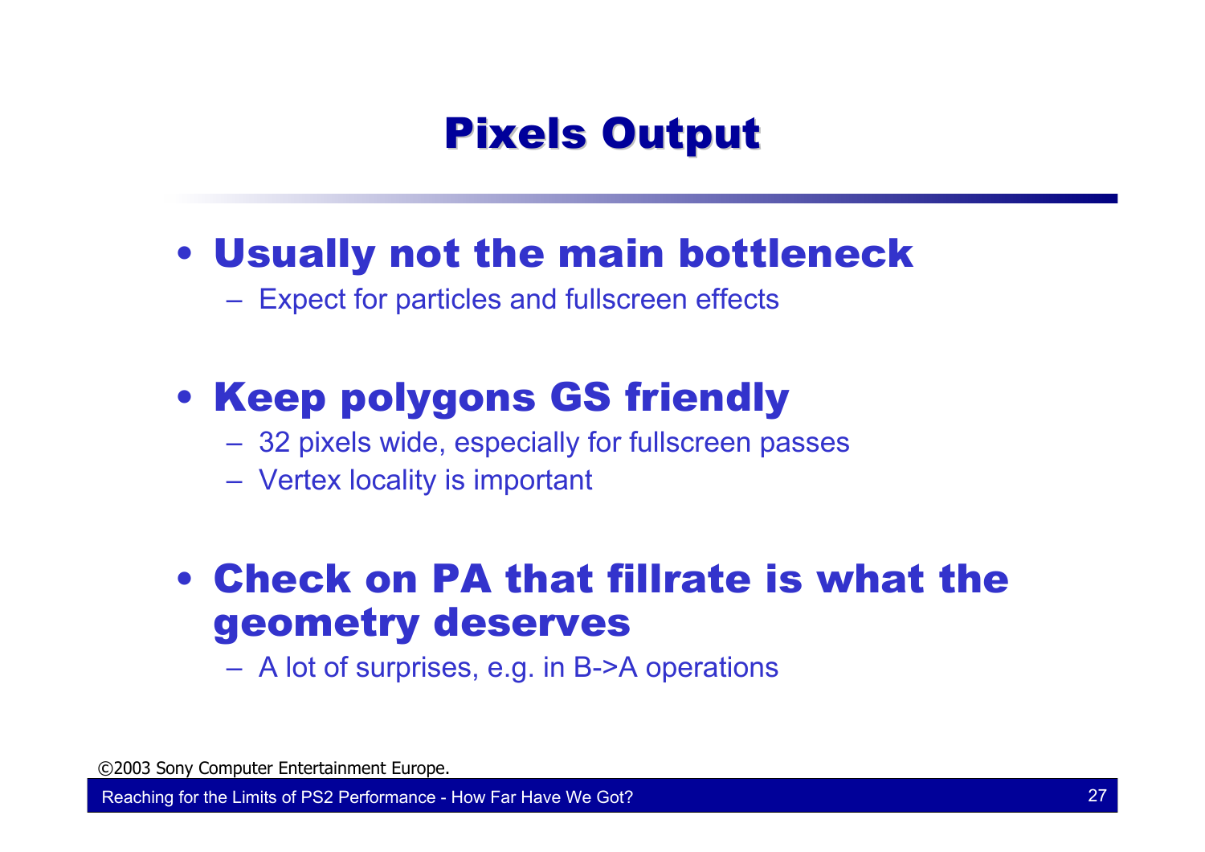# Pixels Output

- **Usually not the main bottleneck**
  - Expect for particles and fullscreen effects
- **Keep polygons GS friendly**
  - 32 pixels wide, especially for fullscreen passes
  - Vertex locality is important
- **Check on PA that fillrate is what the geometry deserves**
  - A lot of surprises, e.g. in B->A operations

©2003 Sony Computer Entertainment Europe.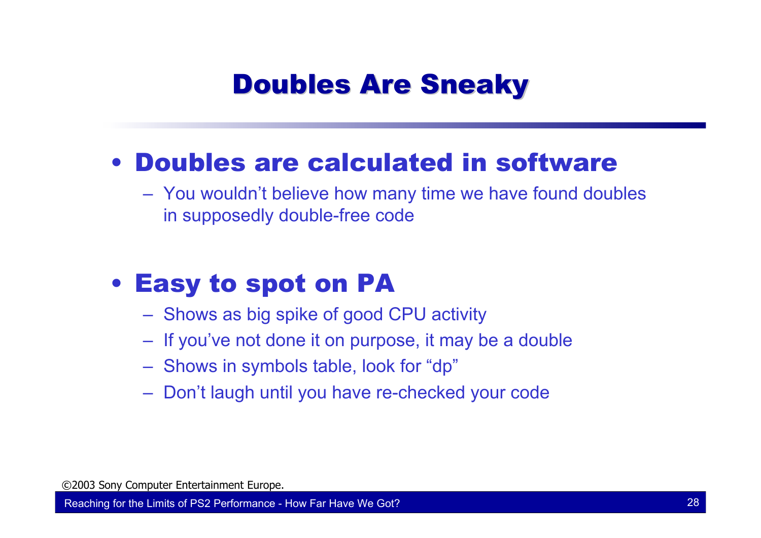# Doubles Are Sneaky

- **Doubles are calculated in software**
  - You wouldn't believe how many time we have found doubles in supposedly double-free code

- **Easy to spot on PA**
  - Shows as big spike of good CPU activity
  - If you've not done it on purpose, it may be a double
  - Shows in symbols table, look for "dp"
  - Don't laugh until you have re-checked your code

©2003 Sony Computer Entertainment Europe.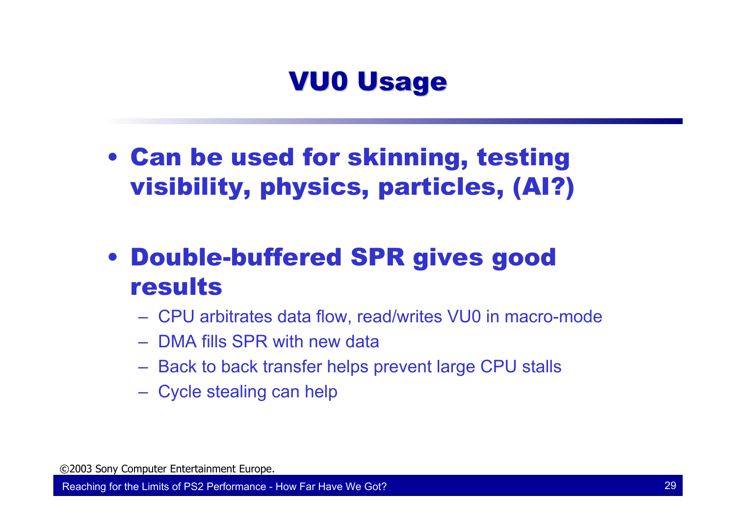# VU0 Usage

- **Can be used for skinning, testing visibility, physics, particles, (AI?)**

- **Double-buffered SPR gives good results**
  - CPU arbitrates data flow, read/writes VU0 in macro-mode
  - DMA fills SPR with new data
  - Back to back transfer helps prevent large CPU stalls
  - Cycle stealing can help

©2003 Sony Computer Entertainment Europe.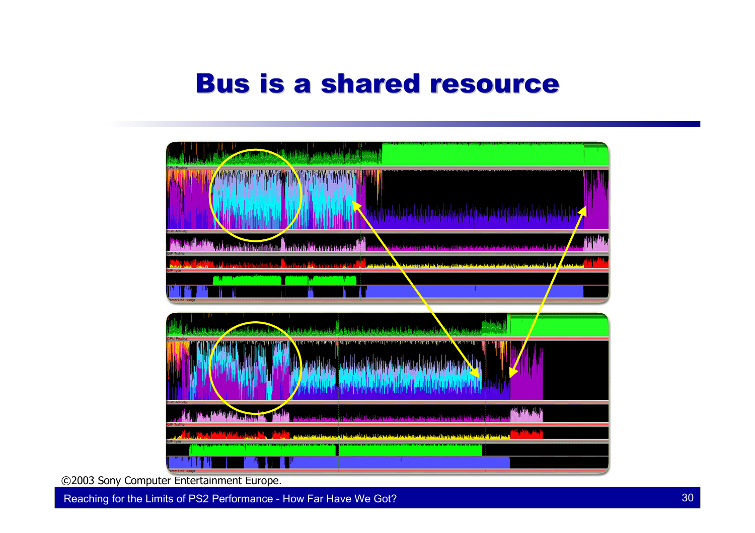# Bus is a shared resource

©2003 Sony Computer Entertainment Europe.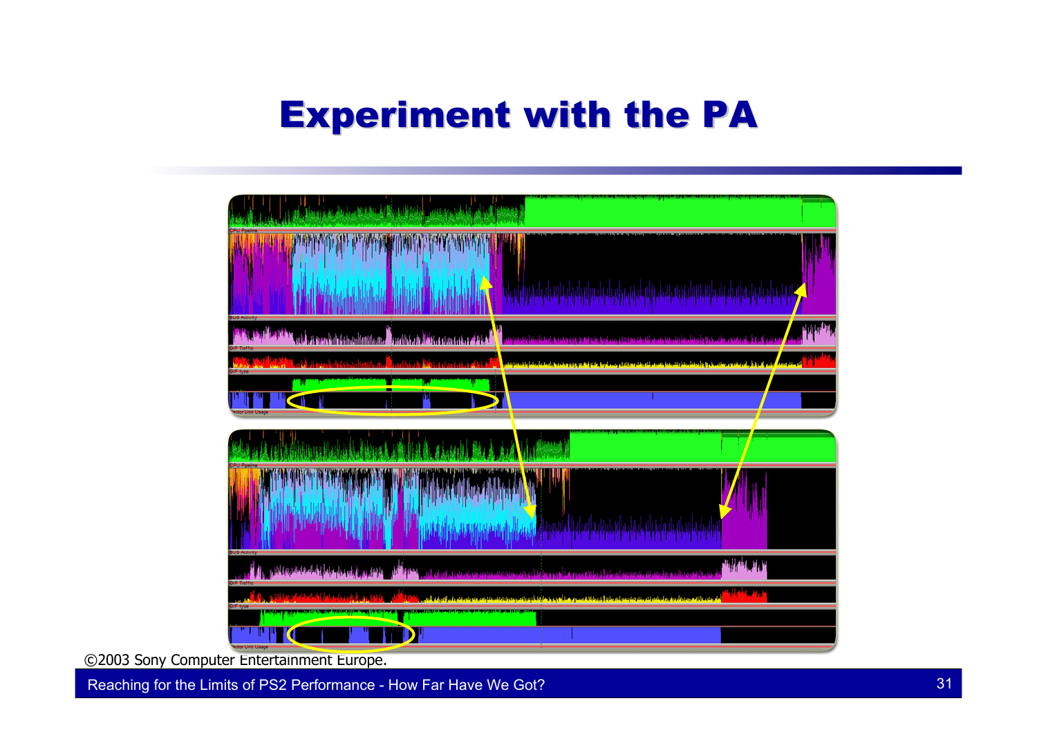# Experiment with the PA

©2003 Sony Computer Entertainment Europe.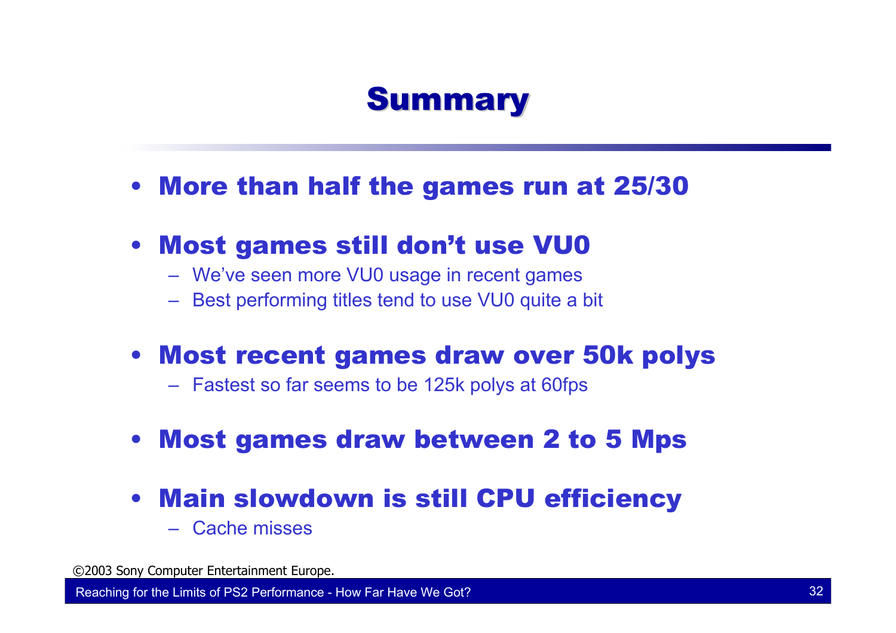# Summary

- **More than half the games run at 25/30**
- **Most games still don't use VU0**
  - We've seen more VU0 usage in recent games
  - Best performing titles tend to use VU0 quite a bit
- **Most recent games draw over 50k polys**
  - Fastest so far seems to be 125k polys at 60fps
- **Most games draw between 2 to 5 Mps**
- **Main slowdown is still CPU efficiency**
  - Cache misses

©2003 Sony Computer Entertainment Europe.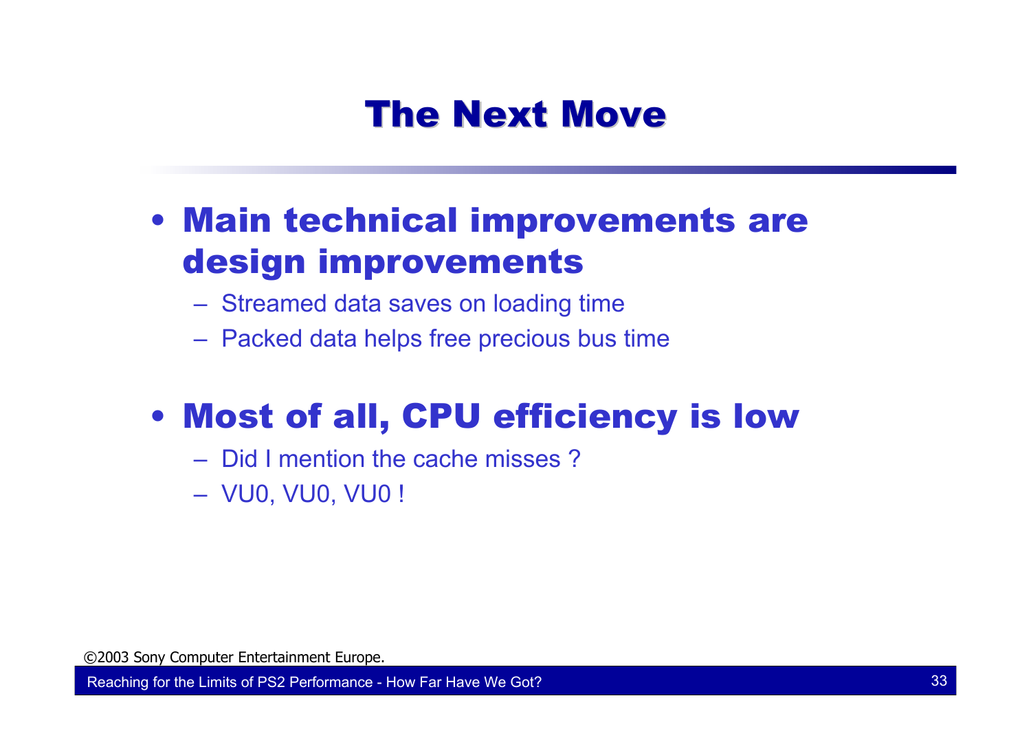# The Next Move

- **Main technical improvements are design improvements**
  - Streamed data saves on loading time
  - Packed data helps free precious bus time

- **Most of all, CPU efficiency is low**
  - Did I mention the cache misses ?
  - VU0, VU0, VU0 !

©2003 Sony Computer Entertainment Europe.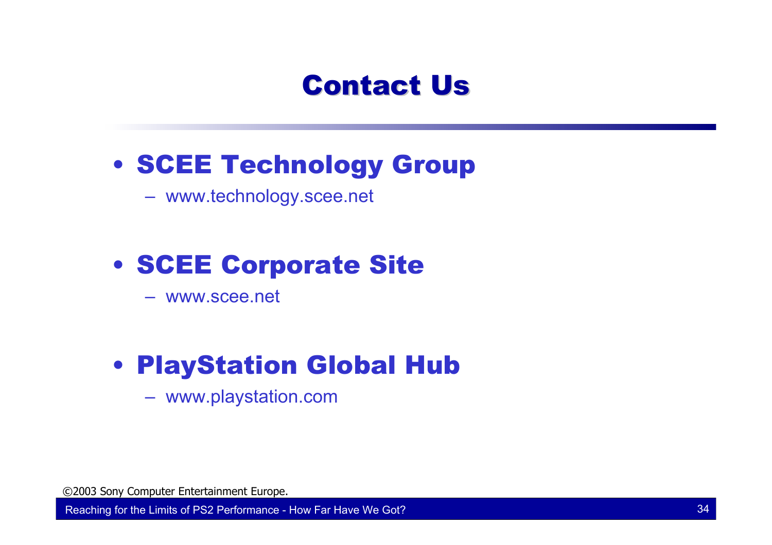# Contact Us

- **SCEE Technology Group**
  - www.technology.scee.net

- **SCEE Corporate Site**
  - www.scee.net

- **PlayStation Global Hub**
  - www.playstation.com

©2003 Sony Computer Entertainment Europe.